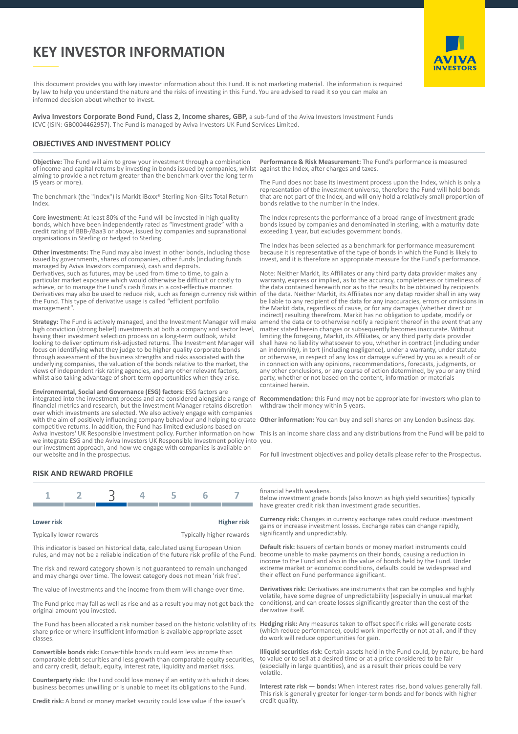# KEY INVESTOR INFORMATION

This document provides you with key investor information about this Fund. It is not marketing material. The information is required by law to help you understand the nature and the risks of investing in this Fund. You are advised to read it so you can make an informed decision about whether to invest.

**Aviva Investors Corporate Bond Fund, Class 2, Income shares, GBP,** a sub-fund of the Aviva Investors Investment Funds ICVC (ISIN: GB0004462957). The Fund is managed by Aviva Investors UK Fund Services Limited.

## OBJECTIVES AND INVESTMENT POLICY

**Objective:** The Fund will aim to grow your investment through a combination of income and capital returns by investing in bonds issued by companies, whilst aiming to provide a net return greater than the benchmark over the long term (5 years or more).

The benchmark (the "Index") is Markit iBoxx® Sterling Non-Gilts Total Return Index.

**Core investment:** At least 80% of the Fund will be invested in high quality bonds, which have been independently rated as "investment grade" with a credit rating of BBB-/Baa3 or above, issued by companies and supranational organisations in Sterling or hedged to Sterling.

**Other investments:** The Fund may also invest in other bonds, including those issued by governments, shares of companies, other funds (including funds managed by Aviva Investors companies), cash and deposits.
Derivatives, such as futures, may be used from time to time, to gain a particular market exposure which would otherwise be difficult or costly to achieve, or to manage the Fund's cash flows in a cost-effective manner. Derivatives may also be used to reduce risk, such as foreign currency risk within the Fund. This type of derivative usage is called "efficient portfolio management".

**Strategy:** The Fund is actively managed, and the Investment Manager will make high conviction (strong belief) investments at both a company and sector level, basing their investment selection process on a long-term outlook, whilst looking to deliver optimum risk-adjusted returns. The Investment Manager will focus on identifying what they judge to be higher quality corporate bonds through assessment of the business strengths and risks associated with the underlying companies, the valuation of the bonds relative to the market, the views of independent risk rating agencies, and any other relevant factors, whilst also taking advantage of short-term opportunities when they arise.

**Environmental, Social and Governance (ESG) factors:** ESG factors are integrated into the investment process and are considered alongside a range of financial metrics and research, but the Investment Manager retains discretion over which investments are selected. We also actively engage with companies with the aim of positively influencing company behaviour and helping to create competitive returns. In addition, the Fund has limited exclusions based on Aviva Investors' UK Responsible Investment policy. Further information on how we integrate ESG and the Aviva Investors UK Responsible Investment policy into our investment approach, and how we engage with companies is available on our website and in the prospectus.

**Performance & Risk Measurement:** The Fund's performance is measured against the Index, after charges and taxes.

The Fund does not base its investment process upon the Index, which is only a representation of the investment universe, therefore the Fund will hold bonds that are not part of the Index, and will only hold a relatively small proportion of bonds relative to the number in the Index.

The Index represents the performance of a broad range of investment grade bonds issued by companies and denominated in sterling, with a maturity date exceeding 1 year, but excludes government bonds.

The Index has been selected as a benchmark for performance measurement because it is representative of the type of bonds in which the Fund is likely to invest, and it is therefore an appropriate measure for the Fund's performance.

Note: Neither Markit, its Affiliates or any third party data provider makes any warranty, express or implied, as to the accuracy, completeness or timeliness of the data contained herewith nor as to the results to be obtained by recipients of the data. Neither Markit, its Affiliates nor any datap rovider shall in any way be liable to any recipient of the data for any inaccuracies, errors or omissions in the Markit data, regardless of cause, or for any damages (whether direct or indirect) resulting therefrom. Markit has no obligation to update, modify or amend the data or to otherwise notify a recipient thereof in the event that any matter stated herein changes or subsequently becomes inaccurate. Without limiting the foregoing, Markit, its Affiliates, or any third party data provider shall have no liability whatsoever to you, whether in contract (including under an indemnity), in tort (including negligence), under a warranty, under statute or otherwise, in respect of any loss or damage suffered by you as a result of or in connection with any opinions, recommendations, forecasts, judgments, or any other conclusions, or any course of action determined, by you or any third party, whether or not based on the content, information or materials contained herein.

**Recommendation:** this Fund may not be appropriate for investors who plan to withdraw their money within 5 years.

**Other information:** You can buy and sell shares on any London business day.

This is an income share class and any distributions from the Fund will be paid to you.

For full investment objectives and policy details please refer to the Prospectus.

## RISK AND REWARD PROFILE

| 1 | 2 | **3** | 4 | 5 | 6 | 7 |
|---|---|---|---|---|---|---|

**Lower risk** — **Higher risk**

Typically lower rewards — Typically higher rewards

This indicator is based on historical data, calculated using European Union rules, and may not be a reliable indication of the future risk profile of the Fund.

The risk and reward category shown is not guaranteed to remain unchanged and may change over time. The lowest category does not mean 'risk free'.

The value of investments and the income from them will change over time.

The Fund price may fall as well as rise and as a result you may not get back the original amount you invested.

The Fund has been allocated a risk number based on the historic volatility of its share price or where insufficient information is available appropriate asset classes.

**Convertible bonds risk:** Convertible bonds could earn less income than comparable debt securities and less growth than comparable equity securities, and carry credit, default, equity, interest rate, liquidity and market risks.

**Counterparty risk:** The Fund could lose money if an entity with which it does business becomes unwilling or is unable to meet its obligations to the Fund.

**Credit risk:** A bond or money market security could lose value if the issuer's financial health weakens.
Below investment grade bonds (also known as high yield securities) typically have greater credit risk than investment grade securities.

**Currency risk:** Changes in currency exchange rates could reduce investment gains or increase investment losses. Exchange rates can change rapidly, significantly and unpredictably.

**Default risk:** Issuers of certain bonds or money market instruments could become unable to make payments on their bonds, causing a reduction in income to the Fund and also in the value of bonds held by the Fund. Under extreme market or economic conditions, defaults could be widespread and their effect on Fund performance significant.

**Derivatives risk:** Derivatives are instruments that can be complex and highly volatile, have some degree of unpredictability (especially in unusual market conditions), and can create losses significantly greater than the cost of the derivative itself.

**Hedging risk:** Any measures taken to offset specific risks will generate costs (which reduce performance), could work imperfectly or not at all, and if they do work will reduce opportunities for gain.

**Illiquid securities risk:** Certain assets held in the Fund could, by nature, be hard to value or to sell at a desired time or at a price considered to be fair (especially in large quantities), and as a result their prices could be very volatile.

**Interest rate risk — bonds:** When interest rates rise, bond values generally fall. This risk is generally greater for longer-term bonds and for bonds with higher credit quality.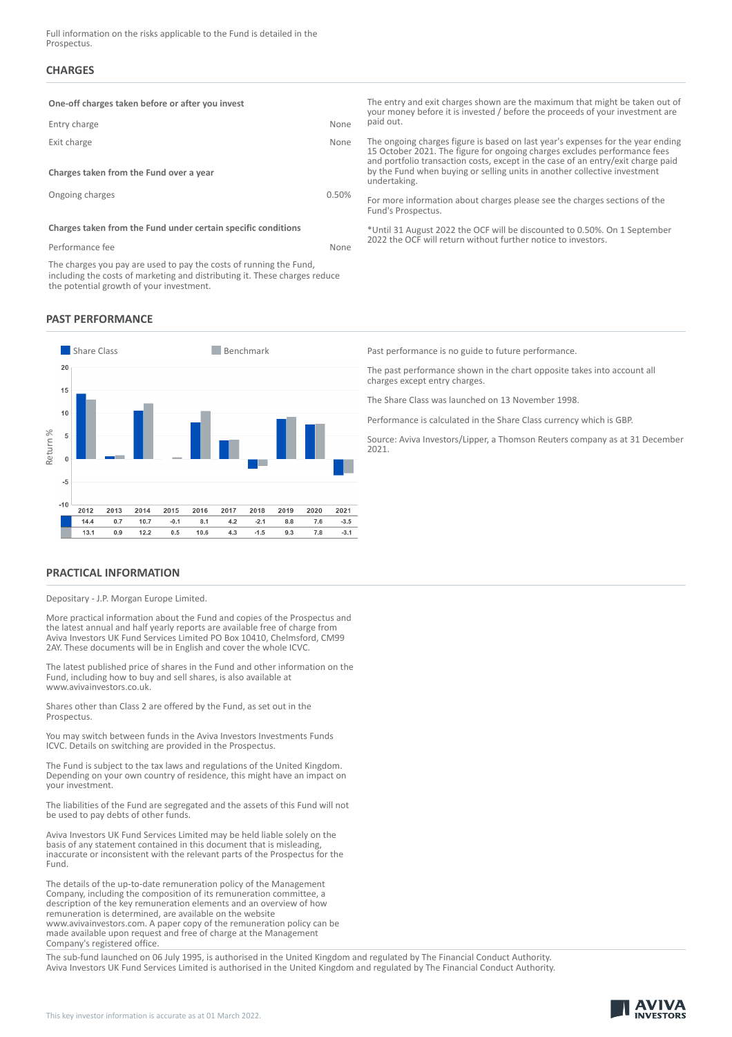Full information on the risks applicable to the Fund is detailed in the Prospectus.

## CHARGES

| | |
|---|---|
| **One-off charges taken before or after you invest** | |
| Entry charge | None |
| Exit charge | None |
| **Charges taken from the Fund over a year** | |
| Ongoing charges | 0.50% |
| **Charges taken from the Fund under certain specific conditions** | |
| Performance fee | None |

The charges you pay are used to pay the costs of running the Fund, including the costs of marketing and distributing it. These charges reduce the potential growth of your investment.

The entry and exit charges shown are the maximum that might be taken out of your money before it is invested / before the proceeds of your investment are paid out.

The ongoing charges figure is based on last year's expenses for the year ending 15 October 2021. The figure for ongoing charges excludes performance fees and portfolio transaction costs, except in the case of an entry/exit charge paid by the Fund when buying or selling units in another collective investment undertaking.

For more information about charges please see the charges sections of the Fund's Prospectus.

*Until 31 August 2022 the OCF will be discounted to 0.50%. On 1 September 2022 the OCF will return without further notice to investors.

## PAST PERFORMANCE

Share Class
Benchmark

Return %

20
15
10
5
0
-5
-10

2012 2013 2014 2015 2016 2017 2018 2019 2020 2021

Share Class: 14.4 0.7 10.7 -0.1 8.1 4.2 -2.1 8.8 7.6 -3.5

Benchmark: 13.1 0.9 12.2 0.5 10.6 4.3 -1.5 9.3 7.8 -3.1

Past performance is no guide to future performance.

The past performance shown in the chart opposite takes into account all charges except entry charges.

The Share Class was launched on 13 November 1998.

Performance is calculated in the Share Class currency which is GBP.

Source: Aviva Investors/Lipper, a Thomson Reuters company as at 31 December 2021.

## PRACTICAL INFORMATION

Depositary - J.P. Morgan Europe Limited.

More practical information about the Fund and copies of the Prospectus and the latest annual and half yearly reports are available free of charge from Aviva Investors UK Fund Services Limited PO Box 10410, Chelmsford, CM99 2AY. These documents will be in English and cover the whole ICVC.

The latest published price of shares in the Fund and other information on the Fund, including how to buy and sell shares, is also available at www.avivainvestors.co.uk.

Shares other than Class 2 are offered by the Fund, as set out in the Prospectus.

You may switch between funds in the Aviva Investors Investments Funds ICVC. Details on switching are provided in the Prospectus.

The Fund is subject to the tax laws and regulations of the United Kingdom. Depending on your own country of residence, this might have an impact on your investment.

The liabilities of the Fund are segregated and the assets of this Fund will not be used to pay debts of other funds.

Aviva Investors UK Fund Services Limited may be held liable solely on the basis of any statement contained in this document that is misleading, inaccurate or inconsistent with the relevant parts of the Prospectus for the Fund.

The details of the up-to-date remuneration policy of the Management Company, including the composition of its remuneration committee, a description of the key remuneration elements and an overview of how remuneration is determined, are available on the website www.avivainvestors.com. A paper copy of the remuneration policy can be made available upon request and free of charge at the Management Company's registered office.

The sub-fund launched on 06 July 1995, is authorised in the United Kingdom and regulated by The Financial Conduct Authority. Aviva Investors UK Fund Services Limited is authorised in the United Kingdom and regulated by The Financial Conduct Authority.

This key investor information is accurate as at 01 March 2022.